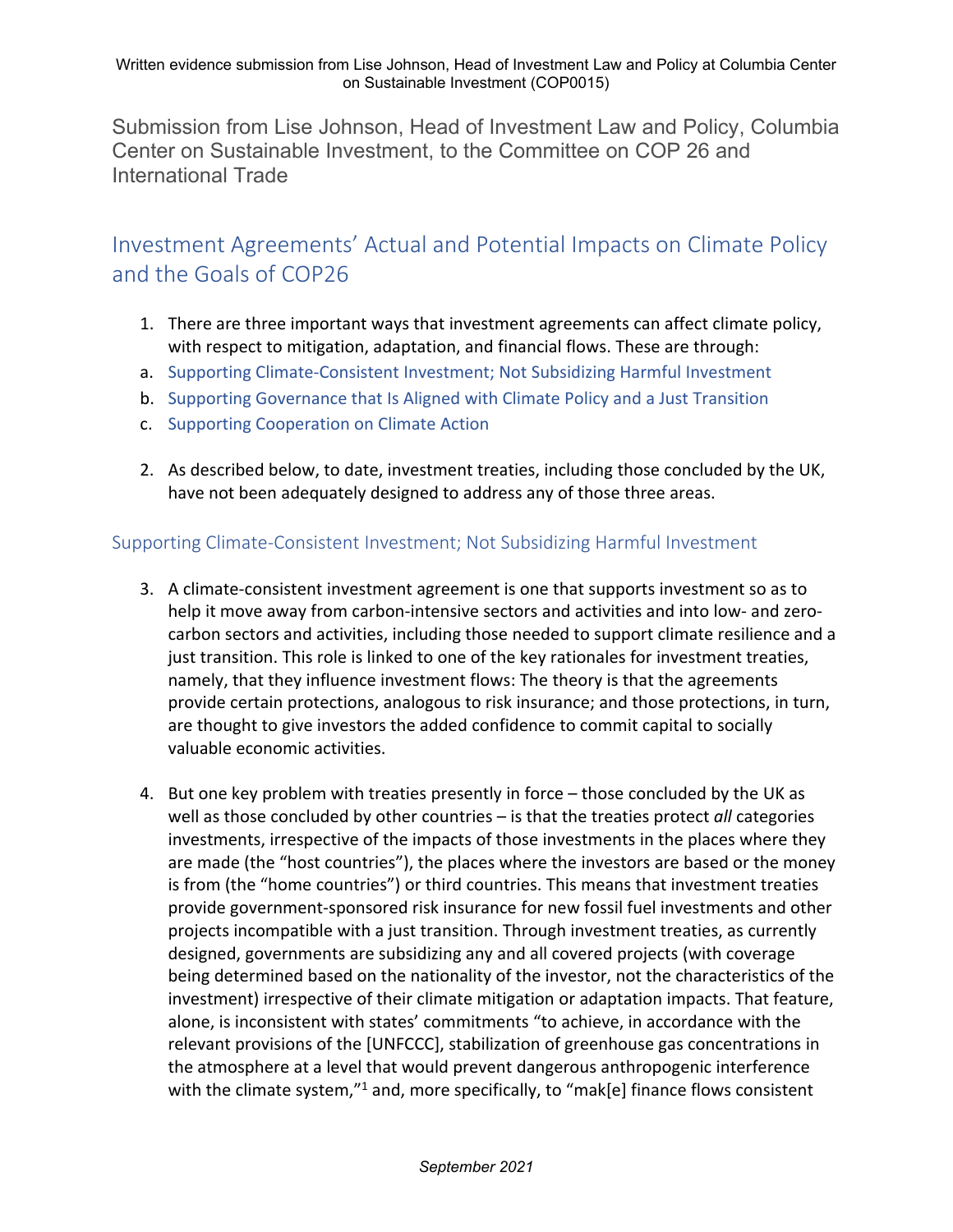Written evidence submission from Lise Johnson, Head of Investment Law and Policy at Columbia Center on Sustainable Investment (COP0015)

Submission from Lise Johnson, Head of Investment Law and Policy, Columbia Center on Sustainable Investment, to the Committee on COP 26 and International Trade

# Investment Agreements' Actual and Potential Impacts on Climate Policy and the Goals of COP26

1. There are three important ways that investment agreements can affect climate policy, with respect to mitigation, adaptation, and financial flows. These are through:

a. Supporting Climate-Consistent Investment; Not Subsidizing Harmful Investment

b. Supporting Governance that Is Aligned with Climate Policy and a Just Transition

c. Supporting Cooperation on Climate Action

2. As described below, to date, investment treaties, including those concluded by the UK, have not been adequately designed to address any of those three areas.

## Supporting Climate-Consistent Investment; Not Subsidizing Harmful Investment

3. A climate-consistent investment agreement is one that supports investment so as to help it move away from carbon-intensive sectors and activities and into low- and zero-carbon sectors and activities, including those needed to support climate resilience and a just transition. This role is linked to one of the key rationales for investment treaties, namely, that they influence investment flows: The theory is that the agreements provide certain protections, analogous to risk insurance; and those protections, in turn, are thought to give investors the added confidence to commit capital to socially valuable economic activities.

4. But one key problem with treaties presently in force – those concluded by the UK as well as those concluded by other countries – is that the treaties protect *all* categories investments, irrespective of the impacts of those investments in the places where they are made (the "host countries"), the places where the investors are based or the money is from (the "home countries") or third countries. This means that investment treaties provide government-sponsored risk insurance for new fossil fuel investments and other projects incompatible with a just transition. Through investment treaties, as currently designed, governments are subsidizing any and all covered projects (with coverage being determined based on the nationality of the investor, not the characteristics of the investment) irrespective of their climate mitigation or adaptation impacts. That feature, alone, is inconsistent with states' commitments "to achieve, in accordance with the relevant provisions of the [UNFCCC], stabilization of greenhouse gas concentrations in the atmosphere at a level that would prevent dangerous anthropogenic interference with the climate system,"[1] and, more specifically, to "mak[e] finance flows consistent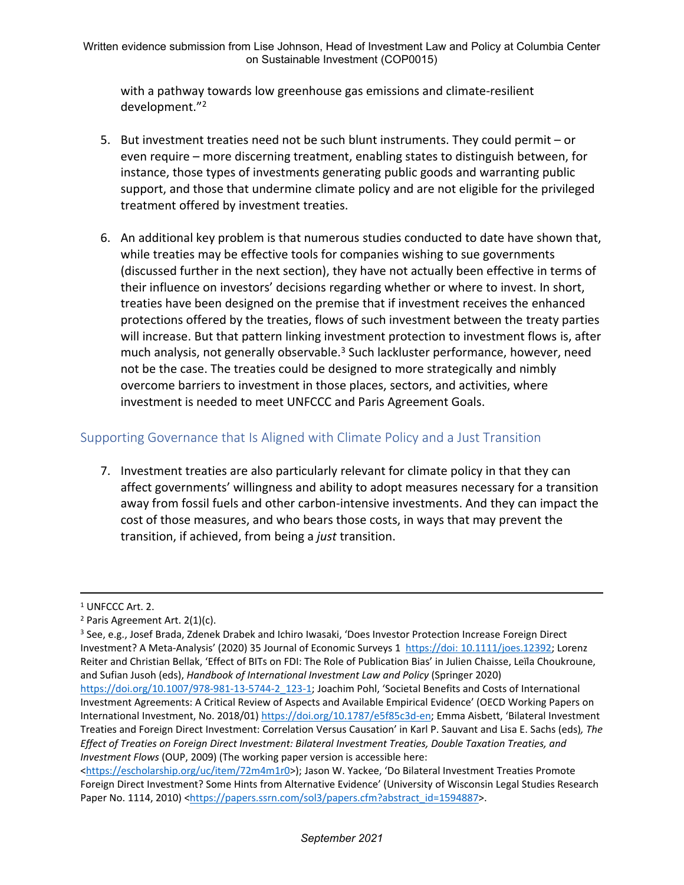with a pathway towards low greenhouse gas emissions and climate-resilient development."[2]

5. But investment treaties need not be such blunt instruments. They could permit – or even require – more discerning treatment, enabling states to distinguish between, for instance, those types of investments generating public goods and warranting public support, and those that undermine climate policy and are not eligible for the privileged treatment offered by investment treaties.

6. An additional key problem is that numerous studies conducted to date have shown that, while treaties may be effective tools for companies wishing to sue governments (discussed further in the next section), they have not actually been effective in terms of their influence on investors' decisions regarding whether or where to invest. In short, treaties have been designed on the premise that if investment receives the enhanced protections offered by the treaties, flows of such investment between the treaty parties will increase. But that pattern linking investment protection to investment flows is, after much analysis, not generally observable.[3] Such lackluster performance, however, need not be the case. The treaties could be designed to more strategically and nimbly overcome barriers to investment in those places, sectors, and activities, where investment is needed to meet UNFCCC and Paris Agreement Goals.

## Supporting Governance that Is Aligned with Climate Policy and a Just Transition

7. Investment treaties are also particularly relevant for climate policy in that they can affect governments' willingness and ability to adopt measures necessary for a transition away from fossil fuels and other carbon-intensive investments. And they can impact the cost of those measures, and who bears those costs, in ways that may prevent the transition, if achieved, from being a *just* transition.

---

[1] UNFCCC Art. 2.

[2] Paris Agreement Art. 2(1)(c).

[3] See, e.g., Josef Brada, Zdenek Drabek and Ichiro Iwasaki, 'Does Investor Protection Increase Foreign Direct Investment? A Meta-Analysis' (2020) 35 Journal of Economic Surveys 1 https://doi: 10.1111/joes.12392; Lorenz Reiter and Christian Bellak, 'Effect of BITs on FDI: The Role of Publication Bias' in Julien Chaisse, Leïla Choukroune, and Sufian Jusoh (eds), *Handbook of International Investment Law and Policy* (Springer 2020) https://doi.org/10.1007/978-981-13-5744-2_123-1; Joachim Pohl, 'Societal Benefits and Costs of International Investment Agreements: A Critical Review of Aspects and Available Empirical Evidence' (OECD Working Papers on International Investment, No. 2018/01) https://doi.org/10.1787/e5f85c3d-en; Emma Aisbett, 'Bilateral Investment Treaties and Foreign Direct Investment: Correlation Versus Causation' in Karl P. Sauvant and Lisa E. Sachs (eds), *The Effect of Treaties on Foreign Direct Investment: Bilateral Investment Treaties, Double Taxation Treaties, and Investment Flows* (OUP, 2009) (The working paper version is accessible here: <https://escholarship.org/uc/item/72m4m1r0>); Jason W. Yackee, 'Do Bilateral Investment Treaties Promote Foreign Direct Investment? Some Hints from Alternative Evidence' (University of Wisconsin Legal Studies Research Paper No. 1114, 2010) <https://papers.ssrn.com/sol3/papers.cfm?abstract_id=1594887>.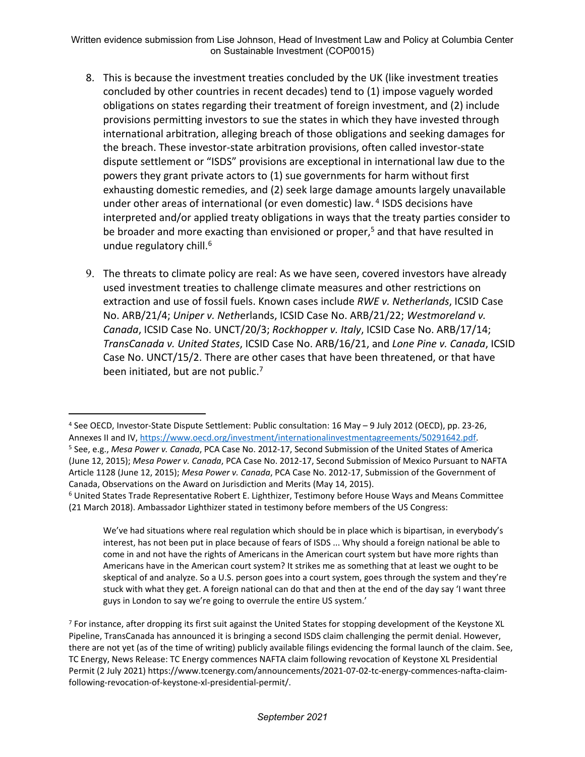8. This is because the investment treaties concluded by the UK (like investment treaties concluded by other countries in recent decades) tend to (1) impose vaguely worded obligations on states regarding their treatment of foreign investment, and (2) include provisions permitting investors to sue the states in which they have invested through international arbitration, alleging breach of those obligations and seeking damages for the breach. These investor-state arbitration provisions, often called investor-state dispute settlement or "ISDS" provisions are exceptional in international law due to the powers they grant private actors to (1) sue governments for harm without first exhausting domestic remedies, and (2) seek large damage amounts largely unavailable under other areas of international (or even domestic) law.[4] ISDS decisions have interpreted and/or applied treaty obligations in ways that the treaty parties consider to be broader and more exacting than envisioned or proper,[5] and that have resulted in undue regulatory chill.[6]

9. The threats to climate policy are real: As we have seen, covered investors have already used investment treaties to challenge climate measures and other restrictions on extraction and use of fossil fuels. Known cases include *RWE v. Netherlands*, ICSID Case No. ARB/21/4; *Uniper v. Netherlands*, ICSID Case No. ARB/21/22; *Westmoreland v. Canada*, ICSID Case No. UNCT/20/3; *Rockhopper v. Italy*, ICSID Case No. ARB/17/14; *TransCanada v. United States*, ICSID Case No. ARB/16/21, and *Lone Pine v. Canada*, ICSID Case No. UNCT/15/2. There are other cases that have been threatened, or that have been initiated, but are not public.[7]

---

[4] See OECD, Investor-State Dispute Settlement: Public consultation: 16 May – 9 July 2012 (OECD), pp. 23-26, Annexes II and IV, https://www.oecd.org/investment/internationalinvestmentagreements/50291642.pdf.

[5] See, e.g., *Mesa Power v. Canada*, PCA Case No. 2012-17, Second Submission of the United States of America (June 12, 2015); *Mesa Power v. Canada*, PCA Case No. 2012-17, Second Submission of Mexico Pursuant to NAFTA Article 1128 (June 12, 2015); *Mesa Power v. Canada*, PCA Case No. 2012-17, Submission of the Government of Canada, Observations on the Award on Jurisdiction and Merits (May 14, 2015).

[6] United States Trade Representative Robert E. Lighthizer, Testimony before House Ways and Means Committee (21 March 2018). Ambassador Lighthizer stated in testimony before members of the US Congress:

> We've had situations where real regulation which should be in place which is bipartisan, in everybody's interest, has not been put in place because of fears of ISDS ... Why should a foreign national be able to come in and not have the rights of Americans in the American court system but have more rights than Americans have in the American court system? It strikes me as something that at least we ought to be skeptical of and analyze. So a U.S. person goes into a court system, goes through the system and they're stuck with what they get. A foreign national can do that and then at the end of the day say 'I want three guys in London to say we're going to overrule the entire US system.'

[7] For instance, after dropping its first suit against the United States for stopping development of the Keystone XL Pipeline, TransCanada has announced it is bringing a second ISDS claim challenging the permit denial. However, there are not yet (as of the time of writing) publicly available filings evidencing the formal launch of the claim. See, TC Energy, News Release: TC Energy commences NAFTA claim following revocation of Keystone XL Presidential Permit (2 July 2021) https://www.tcenergy.com/announcements/2021-07-02-tc-energy-commences-nafta-claim-following-revocation-of-keystone-xl-presidential-permit/.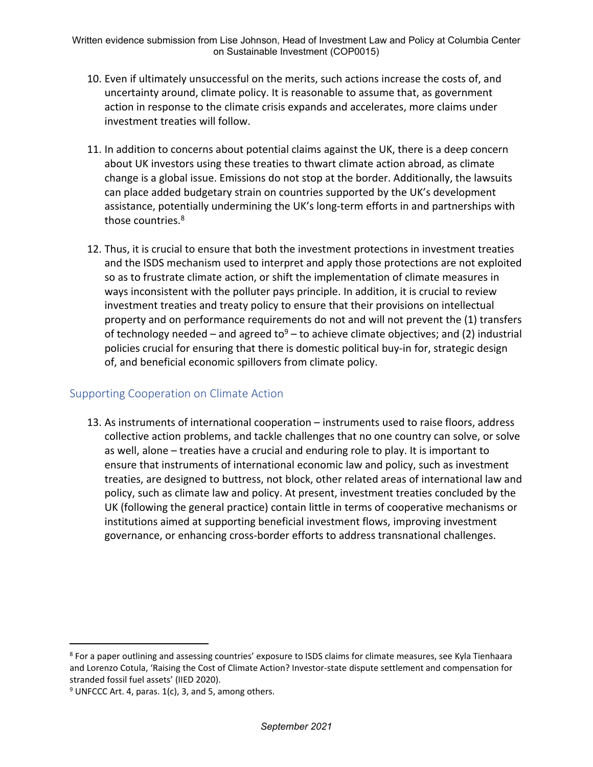10. Even if ultimately unsuccessful on the merits, such actions increase the costs of, and uncertainty around, climate policy. It is reasonable to assume that, as government action in response to the climate crisis expands and accelerates, more claims under investment treaties will follow.

11. In addition to concerns about potential claims against the UK, there is a deep concern about UK investors using these treaties to thwart climate action abroad, as climate change is a global issue. Emissions do not stop at the border. Additionally, the lawsuits can place added budgetary strain on countries supported by the UK's development assistance, potentially undermining the UK's long-term efforts in and partnerships with those countries.[8]

12. Thus, it is crucial to ensure that both the investment protections in investment treaties and the ISDS mechanism used to interpret and apply those protections are not exploited so as to frustrate climate action, or shift the implementation of climate measures in ways inconsistent with the polluter pays principle. In addition, it is crucial to review investment treaties and treaty policy to ensure that their provisions on intellectual property and on performance requirements do not and will not prevent the (1) transfers of technology needed – and agreed to[9] – to achieve climate objectives; and (2) industrial policies crucial for ensuring that there is domestic political buy-in for, strategic design of, and beneficial economic spillovers from climate policy.

## Supporting Cooperation on Climate Action

13. As instruments of international cooperation – instruments used to raise floors, address collective action problems, and tackle challenges that no one country can solve, or solve as well, alone – treaties have a crucial and enduring role to play. It is important to ensure that instruments of international economic law and policy, such as investment treaties, are designed to buttress, not block, other related areas of international law and policy, such as climate law and policy. At present, investment treaties concluded by the UK (following the general practice) contain little in terms of cooperative mechanisms or institutions aimed at supporting beneficial investment flows, improving investment governance, or enhancing cross-border efforts to address transnational challenges.

---

[8] For a paper outlining and assessing countries' exposure to ISDS claims for climate measures, see Kyla Tienhaara and Lorenzo Cotula, 'Raising the Cost of Climate Action? Investor-state dispute settlement and compensation for stranded fossil fuel assets' (IIED 2020).

[9] UNFCCC Art. 4, paras. 1(c), 3, and 5, among others.